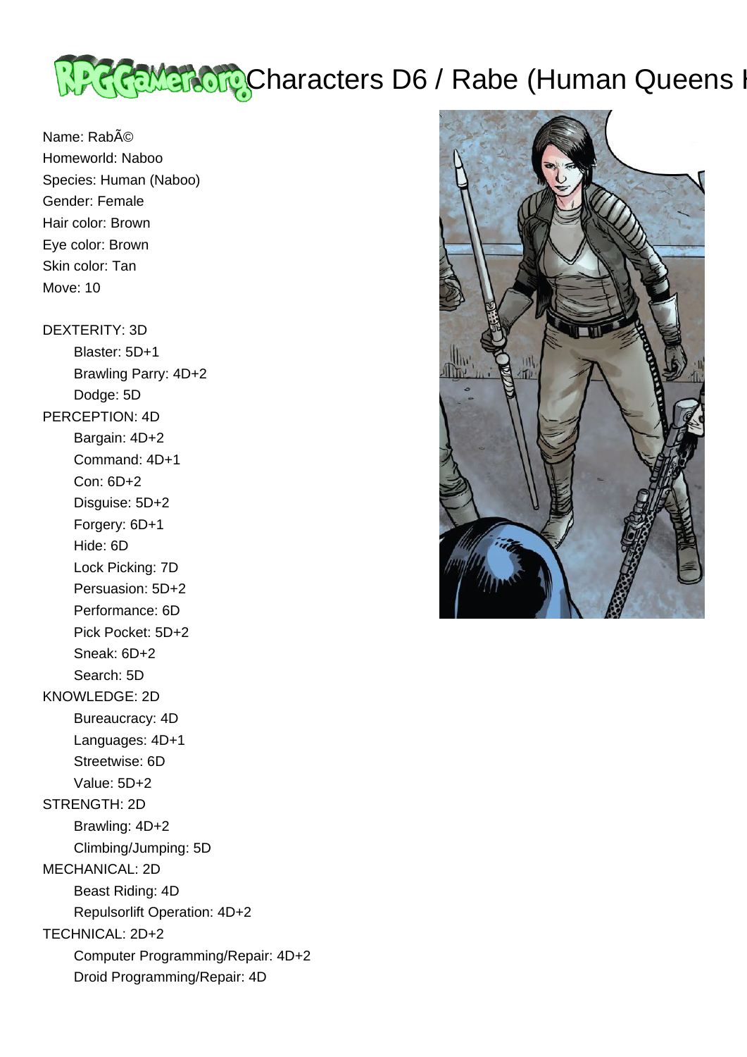# Characters D6 / Rabe (Human Queens H

Name: RabÃ©
Homeworld: Naboo
Species: Human (Naboo)
Gender: Female
Hair color: Brown
Eye color: Brown
Skin color: Tan
Move: 10

DEXTERITY: 3D
- Blaster: 5D+1
- Brawling Parry: 4D+2
- Dodge: 5D

PERCEPTION: 4D
- Bargain: 4D+2
- Command: 4D+1
- Con: 6D+2
- Disguise: 5D+2
- Forgery: 6D+1
- Hide: 6D
- Lock Picking: 7D
- Persuasion: 5D+2
- Performance: 6D
- Pick Pocket: 5D+2
- Sneak: 6D+2
- Search: 5D

KNOWLEDGE: 2D
- Bureaucracy: 4D
- Languages: 4D+1
- Streetwise: 6D
- Value: 5D+2

STRENGTH: 2D
- Brawling: 4D+2
- Climbing/Jumping: 5D

MECHANICAL: 2D
- Beast Riding: 4D
- Repulsorlift Operation: 4D+2

TECHNICAL: 2D+2
- Computer Programming/Repair: 4D+2
- Droid Programming/Repair: 4D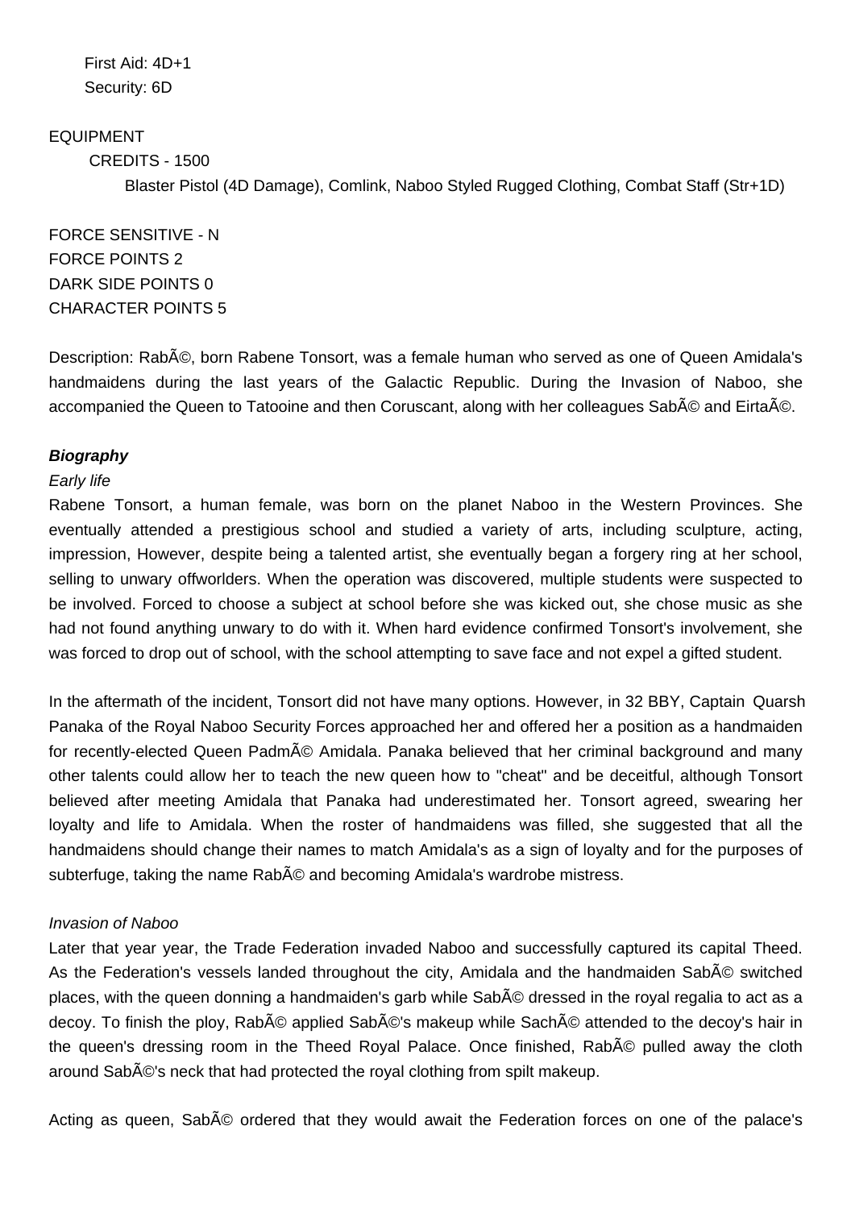First Aid: 4D+1
Security: 6D

EQUIPMENT
CREDITS - 1500
Blaster Pistol (4D Damage), Comlink, Naboo Styled Rugged Clothing, Combat Staff (Str+1D)

FORCE SENSITIVE - N
FORCE POINTS 2
DARK SIDE POINTS 0
CHARACTER POINTS 5

Description: RabÃ©, born Rabene Tonsort, was a female human who served as one of Queen Amidala's handmaidens during the last years of the Galactic Republic. During the Invasion of Naboo, she accompanied the Queen to Tatooine and then Coruscant, along with her colleagues SabÃ© and EirtaÃ©.

**Biography**

*Early life*

Rabene Tonsort, a human female, was born on the planet Naboo in the Western Provinces. She eventually attended a prestigious school and studied a variety of arts, including sculpture, acting, impression, However, despite being a talented artist, she eventually began a forgery ring at her school, selling to unwary offworlders. When the operation was discovered, multiple students were suspected to be involved. Forced to choose a subject at school before she was kicked out, she chose music as she had not found anything unwary to do with it. When hard evidence confirmed Tonsort's involvement, she was forced to drop out of school, with the school attempting to save face and not expel a gifted student.

In the aftermath of the incident, Tonsort did not have many options. However, in 32 BBY, Captain Quarsh Panaka of the Royal Naboo Security Forces approached her and offered her a position as a handmaiden for recently-elected Queen PadmÃ© Amidala. Panaka believed that her criminal background and many other talents could allow her to teach the new queen how to "cheat" and be deceitful, although Tonsort believed after meeting Amidala that Panaka had underestimated her. Tonsort agreed, swearing her loyalty and life to Amidala. When the roster of handmaidens was filled, she suggested that all the handmaidens should change their names to match Amidala's as a sign of loyalty and for the purposes of subterfuge, taking the name RabÃ© and becoming Amidala's wardrobe mistress.

*Invasion of Naboo*

Later that year year, the Trade Federation invaded Naboo and successfully captured its capital Theed. As the Federation's vessels landed throughout the city, Amidala and the handmaiden SabÃ© switched places, with the queen donning a handmaiden's garb while SabÃ© dressed in the royal regalia to act as a decoy. To finish the ploy, RabÃ© applied SabÃ©'s makeup while SachÃ© attended to the decoy's hair in the queen's dressing room in the Theed Royal Palace. Once finished, RabÃ© pulled away the cloth around SabÃ©'s neck that had protected the royal clothing from spilt makeup.

Acting as queen, SabÃ© ordered that they would await the Federation forces on one of the palace's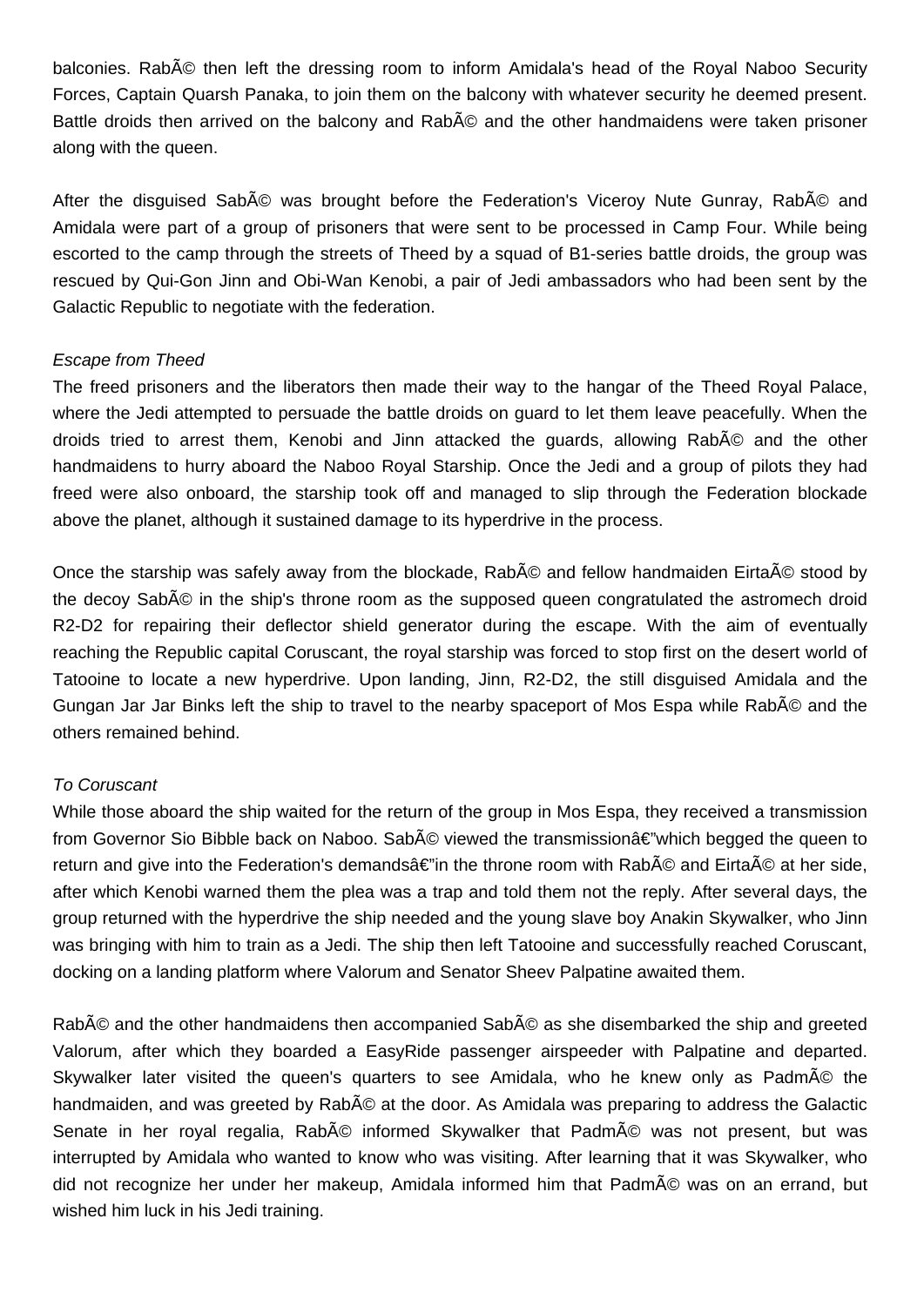balconies. RabÃ© then left the dressing room to inform Amidala's head of the Royal Naboo Security Forces, Captain Quarsh Panaka, to join them on the balcony with whatever security he deemed present. Battle droids then arrived on the balcony and RabÃ© and the other handmaidens were taken prisoner along with the queen.

After the disguised SabÃ© was brought before the Federation's Viceroy Nute Gunray, RabÃ© and Amidala were part of a group of prisoners that were sent to be processed in Camp Four. While being escorted to the camp through the streets of Theed by a squad of B1-series battle droids, the group was rescued by Qui-Gon Jinn and Obi-Wan Kenobi, a pair of Jedi ambassadors who had been sent by the Galactic Republic to negotiate with the federation.

*Escape from Theed*

The freed prisoners and the liberators then made their way to the hangar of the Theed Royal Palace, where the Jedi attempted to persuade the battle droids on guard to let them leave peacefully. When the droids tried to arrest them, Kenobi and Jinn attacked the guards, allowing RabÃ© and the other handmaidens to hurry aboard the Naboo Royal Starship. Once the Jedi and a group of pilots they had freed were also onboard, the starship took off and managed to slip through the Federation blockade above the planet, although it sustained damage to its hyperdrive in the process.

Once the starship was safely away from the blockade, RabÃ© and fellow handmaiden EirtaÃ© stood by the decoy SabÃ© in the ship's throne room as the supposed queen congratulated the astromech droid R2-D2 for repairing their deflector shield generator during the escape. With the aim of eventually reaching the Republic capital Coruscant, the royal starship was forced to stop first on the desert world of Tatooine to locate a new hyperdrive. Upon landing, Jinn, R2-D2, the still disguised Amidala and the Gungan Jar Jar Binks left the ship to travel to the nearby spaceport of Mos Espa while RabÃ© and the others remained behind.

*To Coruscant*

While those aboard the ship waited for the return of the group in Mos Espa, they received a transmission from Governor Sio Bibble back on Naboo. SabÃ© viewed the transmissionâ€"which begged the queen to return and give into the Federation's demandsâ€"in the throne room with RabÃ© and EirtaÃ© at her side, after which Kenobi warned them the plea was a trap and told them not the reply. After several days, the group returned with the hyperdrive the ship needed and the young slave boy Anakin Skywalker, who Jinn was bringing with him to train as a Jedi. The ship then left Tatooine and successfully reached Coruscant, docking on a landing platform where Valorum and Senator Sheev Palpatine awaited them.

RabÃ© and the other handmaidens then accompanied SabÃ© as she disembarked the ship and greeted Valorum, after which they boarded a EasyRide passenger airspeeder with Palpatine and departed. Skywalker later visited the queen's quarters to see Amidala, who he knew only as PadmÃ© the handmaiden, and was greeted by RabÃ© at the door. As Amidala was preparing to address the Galactic Senate in her royal regalia, RabÃ© informed Skywalker that PadmÃ© was not present, but was interrupted by Amidala who wanted to know who was visiting. After learning that it was Skywalker, who did not recognize her under her makeup, Amidala informed him that PadmÃ© was on an errand, but wished him luck in his Jedi training.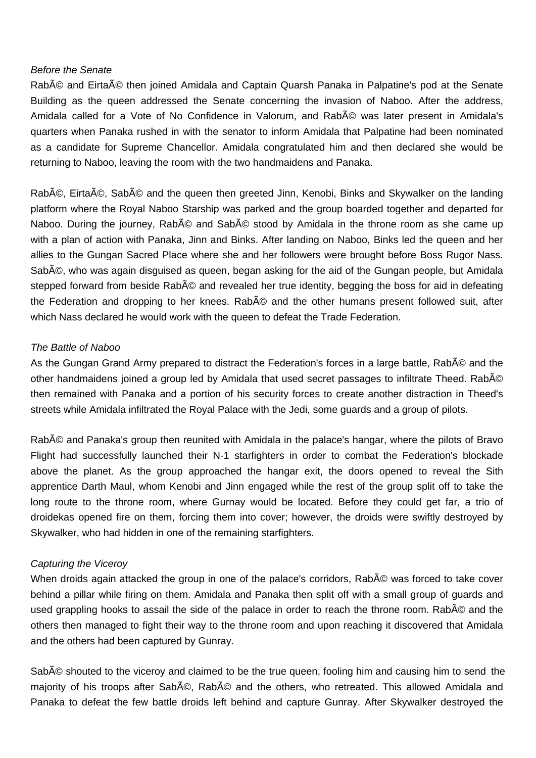*Before the Senate*

RabÃ© and EirtaÃ© then joined Amidala and Captain Quarsh Panaka in Palpatine's pod at the Senate Building as the queen addressed the Senate concerning the invasion of Naboo. After the address, Amidala called for a Vote of No Confidence in Valorum, and RabÃ© was later present in Amidala's quarters when Panaka rushed in with the senator to inform Amidala that Palpatine had been nominated as a candidate for Supreme Chancellor. Amidala congratulated him and then declared she would be returning to Naboo, leaving the room with the two handmaidens and Panaka.

RabÃ©, EirtaÃ©, SabÃ© and the queen then greeted Jinn, Kenobi, Binks and Skywalker on the landing platform where the Royal Naboo Starship was parked and the group boarded together and departed for Naboo. During the journey, RabÃ© and SabÃ© stood by Amidala in the throne room as she came up with a plan of action with Panaka, Jinn and Binks. After landing on Naboo, Binks led the queen and her allies to the Gungan Sacred Place where she and her followers were brought before Boss Rugor Nass. SabÃ©, who was again disguised as queen, began asking for the aid of the Gungan people, but Amidala stepped forward from beside RabÃ© and revealed her true identity, begging the boss for aid in defeating the Federation and dropping to her knees. RabÃ© and the other humans present followed suit, after which Nass declared he would work with the queen to defeat the Trade Federation.

*The Battle of Naboo*

As the Gungan Grand Army prepared to distract the Federation's forces in a large battle, RabÃ© and the other handmaidens joined a group led by Amidala that used secret passages to infiltrate Theed. RabÃ© then remained with Panaka and a portion of his security forces to create another distraction in Theed's streets while Amidala infiltrated the Royal Palace with the Jedi, some guards and a group of pilots.

RabÃ© and Panaka's group then reunited with Amidala in the palace's hangar, where the pilots of Bravo Flight had successfully launched their N-1 starfighters in order to combat the Federation's blockade above the planet. As the group approached the hangar exit, the doors opened to reveal the Sith apprentice Darth Maul, whom Kenobi and Jinn engaged while the rest of the group split off to take the long route to the throne room, where Gurnay would be located. Before they could get far, a trio of droidekas opened fire on them, forcing them into cover; however, the droids were swiftly destroyed by Skywalker, who had hidden in one of the remaining starfighters.

*Capturing the Viceroy*

When droids again attacked the group in one of the palace's corridors, RabÃ© was forced to take cover behind a pillar while firing on them. Amidala and Panaka then split off with a small group of guards and used grappling hooks to assail the side of the palace in order to reach the throne room. RabÃ© and the others then managed to fight their way to the throne room and upon reaching it discovered that Amidala and the others had been captured by Gunray.

SabÃ© shouted to the viceroy and claimed to be the true queen, fooling him and causing him to send the majority of his troops after SabÃ©, RabÃ© and the others, who retreated. This allowed Amidala and Panaka to defeat the few battle droids left behind and capture Gunray. After Skywalker destroyed the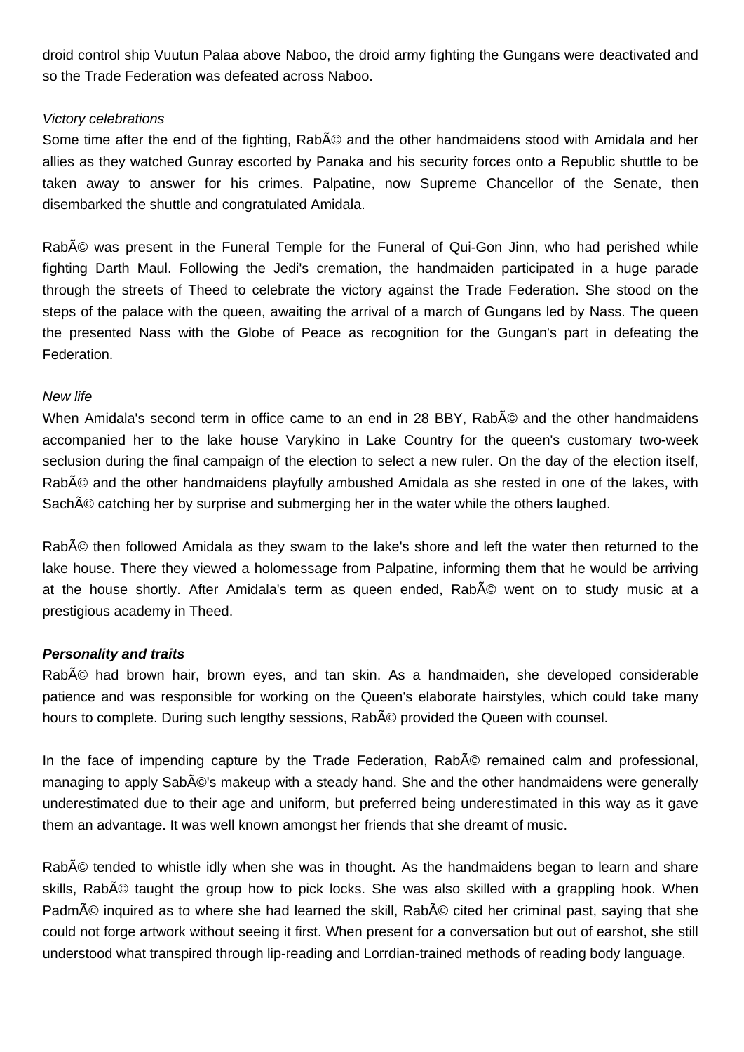droid control ship Vuutun Palaa above Naboo, the droid army fighting the Gungans were deactivated and so the Trade Federation was defeated across Naboo.

*Victory celebrations*

Some time after the end of the fighting, RabÃ© and the other handmaidens stood with Amidala and her allies as they watched Gunray escorted by Panaka and his security forces onto a Republic shuttle to be taken away to answer for his crimes. Palpatine, now Supreme Chancellor of the Senate, then disembarked the shuttle and congratulated Amidala.

RabÃ© was present in the Funeral Temple for the Funeral of Qui-Gon Jinn, who had perished while fighting Darth Maul. Following the Jedi's cremation, the handmaiden participated in a huge parade through the streets of Theed to celebrate the victory against the Trade Federation. She stood on the steps of the palace with the queen, awaiting the arrival of a march of Gungans led by Nass. The queen the presented Nass with the Globe of Peace as recognition for the Gungan's part in defeating the Federation.

*New life*

When Amidala's second term in office came to an end in 28 BBY, RabÃ© and the other handmaidens accompanied her to the lake house Varykino in Lake Country for the queen's customary two-week seclusion during the final campaign of the election to select a new ruler. On the day of the election itself, RabÃ© and the other handmaidens playfully ambushed Amidala as she rested in one of the lakes, with SachÃ© catching her by surprise and submerging her in the water while the others laughed.

RabÃ© then followed Amidala as they swam to the lake's shore and left the water then returned to the lake house. There they viewed a holomessage from Palpatine, informing them that he would be arriving at the house shortly. After Amidala's term as queen ended, RabÃ© went on to study music at a prestigious academy in Theed.

***Personality and traits***

RabÃ© had brown hair, brown eyes, and tan skin. As a handmaiden, she developed considerable patience and was responsible for working on the Queen's elaborate hairstyles, which could take many hours to complete. During such lengthy sessions, RabÃ© provided the Queen with counsel.

In the face of impending capture by the Trade Federation, RabÃ© remained calm and professional, managing to apply SabÃ©'s makeup with a steady hand. She and the other handmaidens were generally underestimated due to their age and uniform, but preferred being underestimated in this way as it gave them an advantage. It was well known amongst her friends that she dreamt of music.

RabÃ© tended to whistle idly when she was in thought. As the handmaidens began to learn and share skills, RabÃ© taught the group how to pick locks. She was also skilled with a grappling hook. When PadmÃ© inquired as to where she had learned the skill, RabÃ© cited her criminal past, saying that she could not forge artwork without seeing it first. When present for a conversation but out of earshot, she still understood what transpired through lip-reading and Lorrdian-trained methods of reading body language.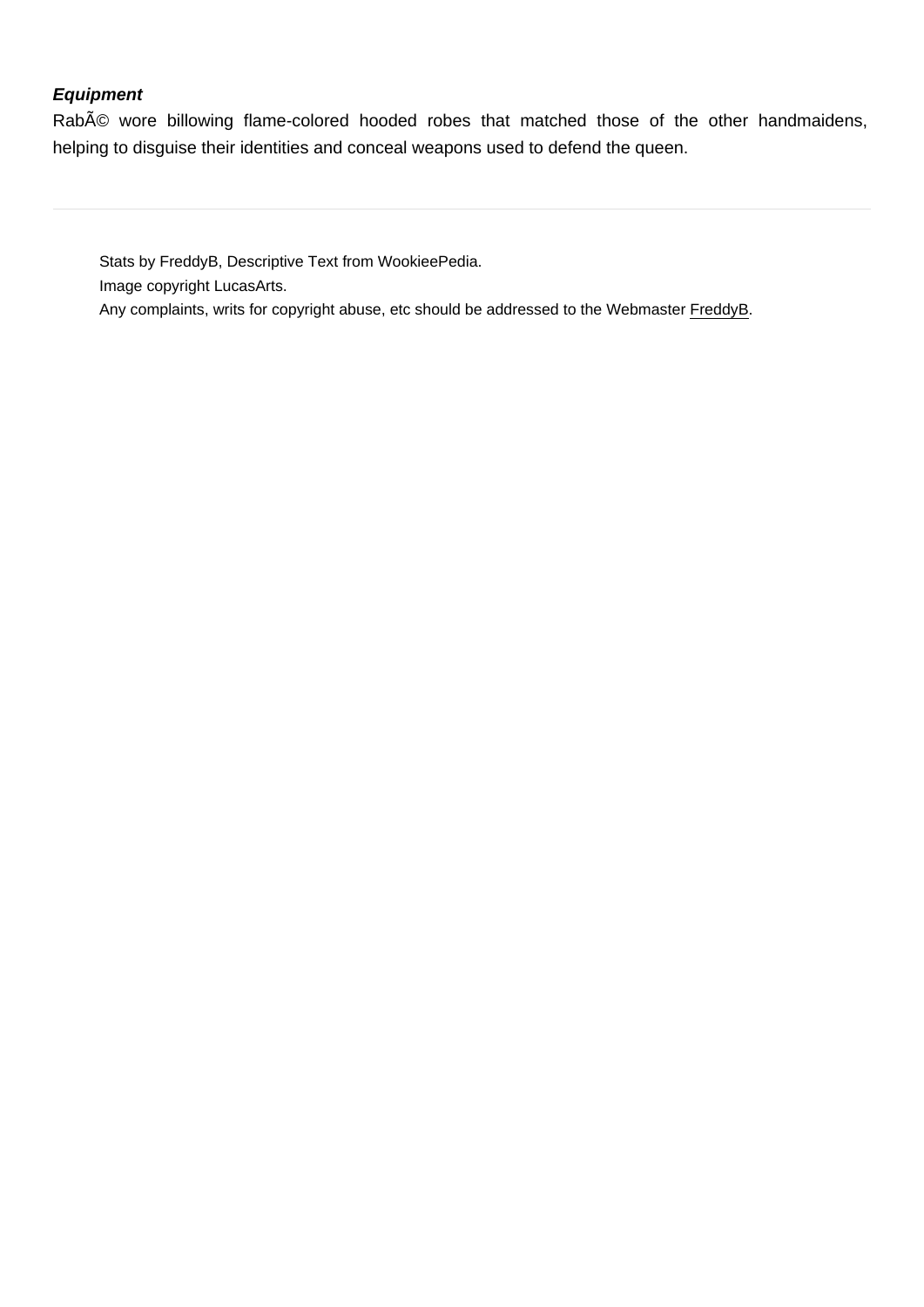***Equipment***

RabÃ© wore billowing flame-colored hooded robes that matched those of the other handmaidens, helping to disguise their identities and conceal weapons used to defend the queen.

---

Stats by FreddyB, Descriptive Text from WookieePedia.
Image copyright LucasArts.
Any complaints, writs for copyright abuse, etc should be addressed to the Webmaster FreddyB.